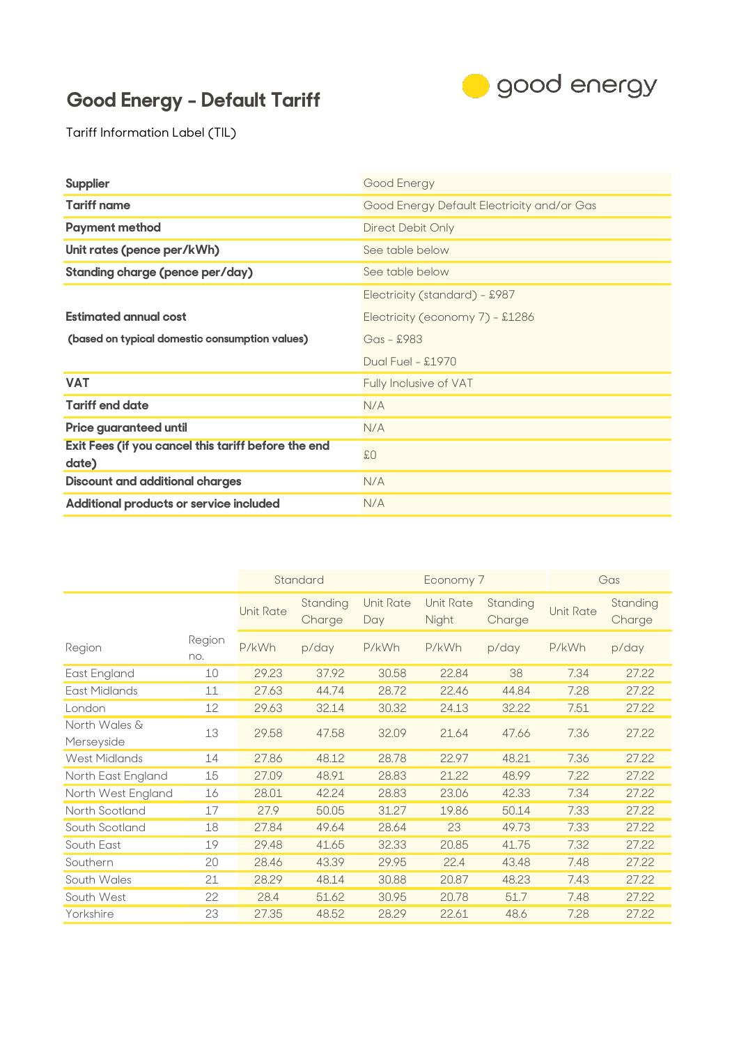# Good Energy - Default Tariff

good energy

Tariff Information Label (TIL)

| | |
|---|---|
| **Supplier** | Good Energy |
| **Tariff name** | Good Energy Default Electricity and/or Gas |
| **Payment method** | Direct Debit Only |
| **Unit rates (pence per/kWh)** | See table below |
| **Standing charge (pence per/day)** | See table below |
| **Estimated annual cost** **(based on typical domestic consumption values)** | Electricity (standard) - £987<br>Electricity (economy 7) - £1286<br>Gas - £983<br>Dual Fuel - £1970 |
| **VAT** | Fully Inclusive of VAT |
| **Tariff end date** | N/A |
| **Price guaranteed until** | N/A |
| **Exit Fees (if you cancel this tariff before the end date)** | £0 |
| **Discount and additional charges** | N/A |
| **Additional products or service included** | N/A |

| | | Standard | | Economy 7 | | | Gas | |
|---|---|---|---|---|---|---|---|---|
| | | Unit Rate | Standing Charge | Unit Rate Day | Unit Rate Night | Standing Charge | Unit Rate | Standing Charge |
| Region | Region no. | P/kWh | p/day | P/kWh | P/kWh | p/day | P/kWh | p/day |
| East England | 10 | 29.23 | 37.92 | 30.58 | 22.84 | 38 | 7.34 | 27.22 |
| East Midlands | 11 | 27.63 | 44.74 | 28.72 | 22.46 | 44.84 | 7.28 | 27.22 |
| London | 12 | 29.63 | 32.14 | 30.32 | 24.13 | 32.22 | 7.51 | 27.22 |
| North Wales & Merseyside | 13 | 29.58 | 47.58 | 32.09 | 21.64 | 47.66 | 7.36 | 27.22 |
| West Midlands | 14 | 27.86 | 48.12 | 28.78 | 22.97 | 48.21 | 7.36 | 27.22 |
| North East England | 15 | 27.09 | 48.91 | 28.83 | 21.22 | 48.99 | 7.22 | 27.22 |
| North West England | 16 | 28.01 | 42.24 | 28.83 | 23.06 | 42.33 | 7.34 | 27.22 |
| North Scotland | 17 | 27.9 | 50.05 | 31.27 | 19.86 | 50.14 | 7.33 | 27.22 |
| South Scotland | 18 | 27.84 | 49.64 | 28.64 | 23 | 49.73 | 7.33 | 27.22 |
| South East | 19 | 29.48 | 41.65 | 32.33 | 20.85 | 41.75 | 7.32 | 27.22 |
| Southern | 20 | 28.46 | 43.39 | 29.95 | 22.4 | 43.48 | 7.48 | 27.22 |
| South Wales | 21 | 28.29 | 48.14 | 30.88 | 20.87 | 48.23 | 7.43 | 27.22 |
| South West | 22 | 28.4 | 51.62 | 30.95 | 20.78 | 51.7 | 7.48 | 27.22 |
| Yorkshire | 23 | 27.35 | 48.52 | 28.29 | 22.61 | 48.6 | 7.28 | 27.22 |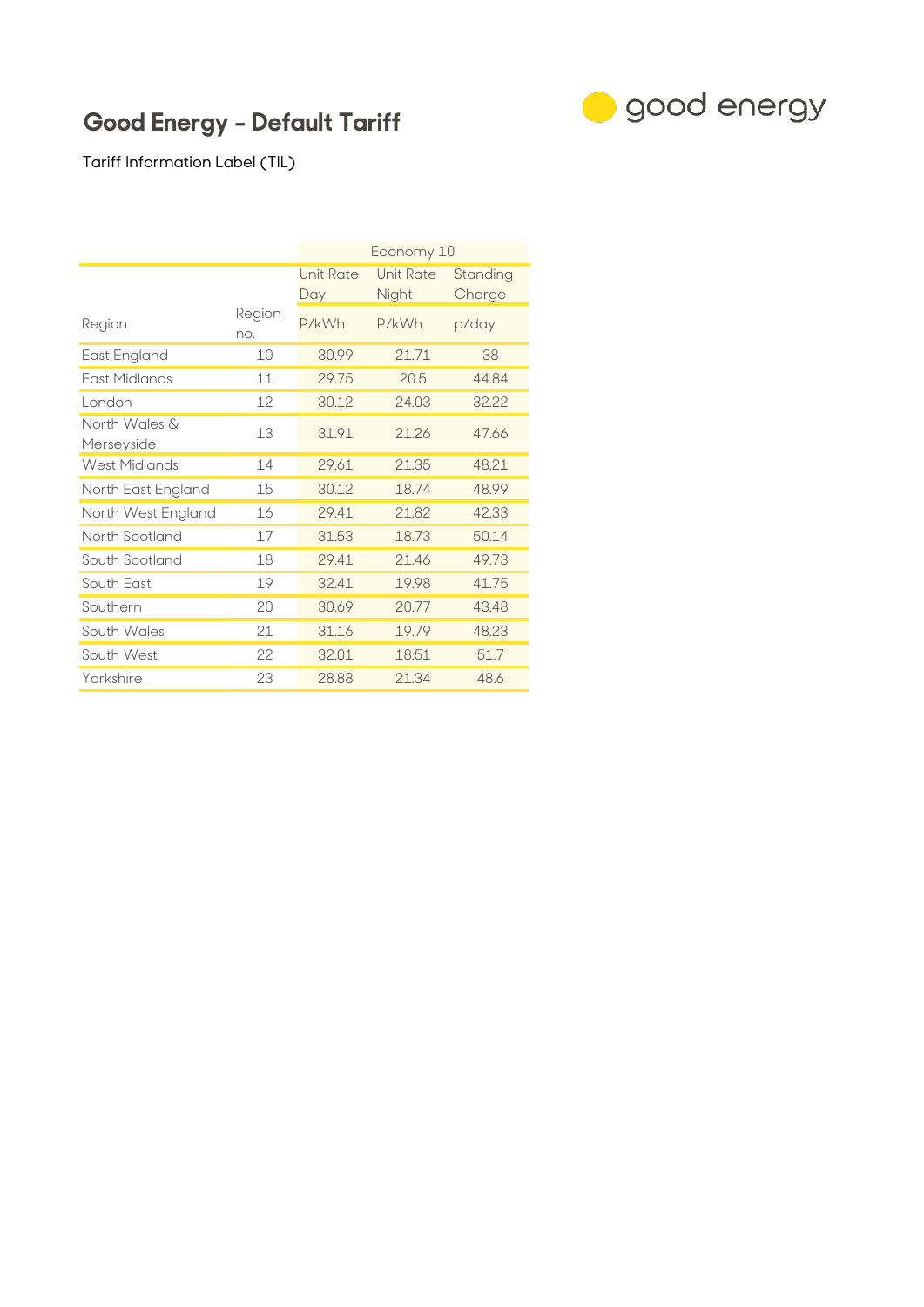# Good Energy - Default Tariff

Tariff Information Label (TIL)

| | | Economy 10 | | |
|---|---|---|---|---|
| | | Unit Rate Day | Unit Rate Night | Standing Charge |
| Region | Region no. | P/kWh | P/kWh | p/day |
| East England | 10 | 30.99 | 21.71 | 38 |
| East Midlands | 11 | 29.75 | 20.5 | 44.84 |
| London | 12 | 30.12 | 24.03 | 32.22 |
| North Wales & Merseyside | 13 | 31.91 | 21.26 | 47.66 |
| West Midlands | 14 | 29.61 | 21.35 | 48.21 |
| North East England | 15 | 30.12 | 18.74 | 48.99 |
| North West England | 16 | 29.41 | 21.82 | 42.33 |
| North Scotland | 17 | 31.53 | 18.73 | 50.14 |
| South Scotland | 18 | 29.41 | 21.46 | 49.73 |
| South East | 19 | 32.41 | 19.98 | 41.75 |
| Southern | 20 | 30.69 | 20.77 | 43.48 |
| South Wales | 21 | 31.16 | 19.79 | 48.23 |
| South West | 22 | 32.01 | 18.51 | 51.7 |
| Yorkshire | 23 | 28.88 | 21.34 | 48.6 |